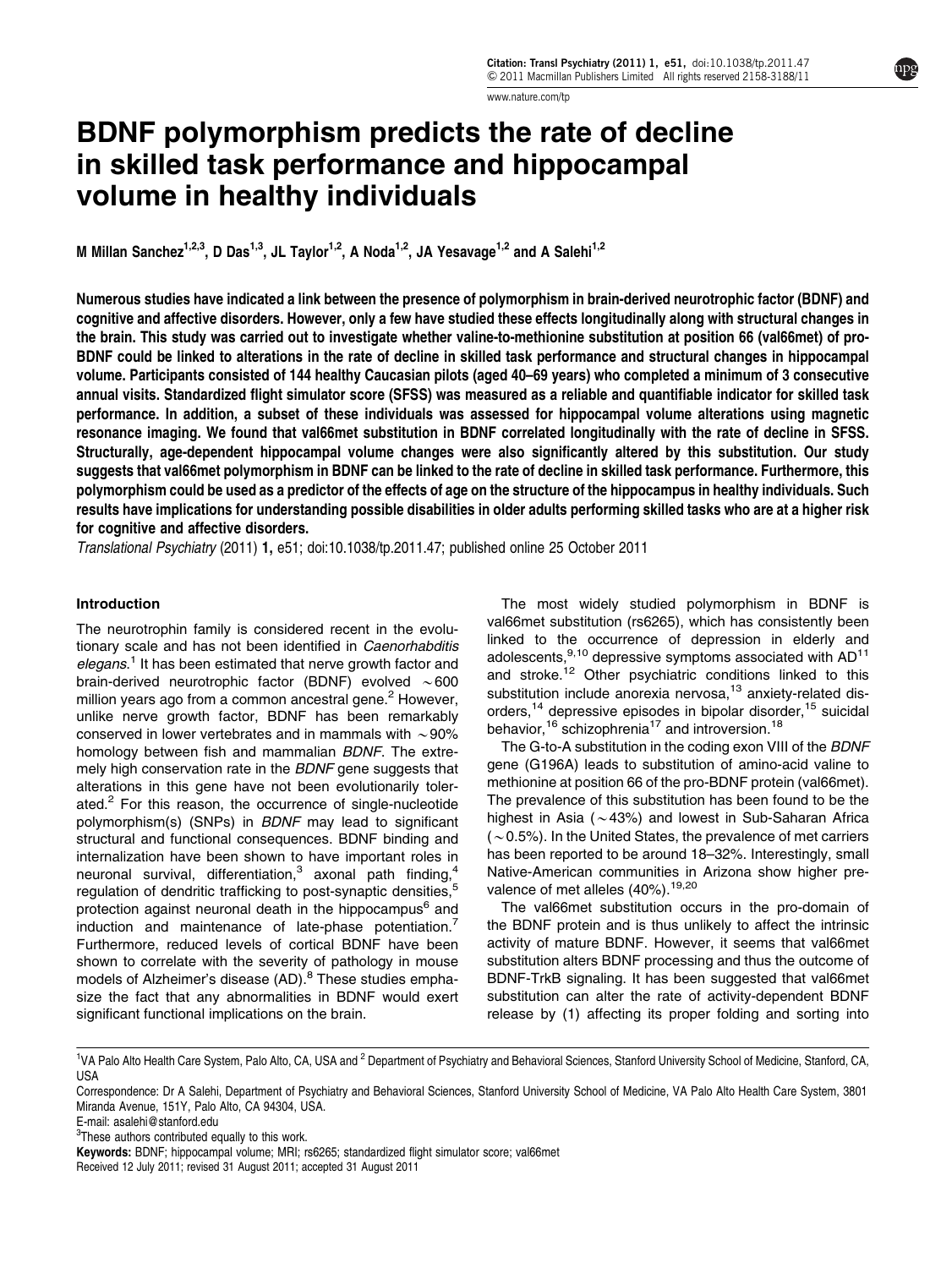# BDNF polymorphism predicts the rate of decline in skilled task performance and hippocampal volume in healthy individuals

M Millan Sanchez[1,2,3], D Das[1,3], JL Taylor[1,2], A Noda[1,2], JA Yesavage[1,2] and A Salehi[1,2]

**Numerous studies have indicated a link between the presence of polymorphism in brain-derived neurotrophic factor (BDNF) and cognitive and affective disorders. However, only a few have studied these effects longitudinally along with structural changes in the brain. This study was carried out to investigate whether valine-to-methionine substitution at position 66 (val66met) of pro-BDNF could be linked to alterations in the rate of decline in skilled task performance and structural changes in hippocampal volume. Participants consisted of 144 healthy Caucasian pilots (aged 40–69 years) who completed a minimum of 3 consecutive annual visits. Standardized flight simulator score (SFSS) was measured as a reliable and quantifiable indicator for skilled task performance. In addition, a subset of these individuals was assessed for hippocampal volume alterations using magnetic resonance imaging. We found that val66met substitution in BDNF correlated longitudinally with the rate of decline in SFSS. Structurally, age-dependent hippocampal volume changes were also significantly altered by this substitution. Our study suggests that val66met polymorphism in BDNF can be linked to the rate of decline in skilled task performance. Furthermore, this polymorphism could be used as a predictor of the effects of age on the structure of the hippocampus in healthy individuals. Such results have implications for understanding possible disabilities in older adults performing skilled tasks who are at a higher risk for cognitive and affective disorders.**

*Translational Psychiatry* (2011) **1,** e51; doi:10.1038/tp.2011.47; published online 25 October 2011

## Introduction

The neurotrophin family is considered recent in the evolutionary scale and has not been identified in *Caenorhabditis elegans*.[1] It has been estimated that nerve growth factor and brain-derived neurotrophic factor (BDNF) evolved ~600 million years ago from a common ancestral gene.[2] However, unlike nerve growth factor, BDNF has been remarkably conserved in lower vertebrates and in mammals with ~90% homology between fish and mammalian *BDNF*. The extremely high conservation rate in the *BDNF* gene suggests that alterations in this gene have not been evolutionarily tolerated.[2] For this reason, the occurrence of single-nucleotide polymorphism(s) (SNPs) in *BDNF* may lead to significant structural and functional consequences. BDNF binding and internalization have been shown to have important roles in neuronal survival, differentiation,[3] axonal path finding,[4] regulation of dendritic trafficking to post-synaptic densities,[5] protection against neuronal death in the hippocampus[6] and induction and maintenance of late-phase potentiation.[7] Furthermore, reduced levels of cortical BDNF have been shown to correlate with the severity of pathology in mouse models of Alzheimer's disease (AD).[8] These studies emphasize the fact that any abnormalities in BDNF would exert significant functional implications on the brain.

The most widely studied polymorphism in BDNF is val66met substitution (rs6265), which has consistently been linked to the occurrence of depression in elderly and adolescents,[9,10] depressive symptoms associated with AD[11] and stroke.[12] Other psychiatric conditions linked to this substitution include anorexia nervosa,[13] anxiety-related disorders,[14] depressive episodes in bipolar disorder,[15] suicidal behavior,[16] schizophrenia[17] and introversion.[18]

The G-to-A substitution in the coding exon VIII of the *BDNF* gene (G196A) leads to substitution of amino-acid valine to methionine at position 66 of the pro-BDNF protein (val66met). The prevalence of this substitution has been found to be the highest in Asia (~43%) and lowest in Sub-Saharan Africa (~0.5%). In the United States, the prevalence of met carriers has been reported to be around 18–32%. Interestingly, small Native-American communities in Arizona show higher prevalence of met alleles (40%).[19,20]

The val66met substitution occurs in the pro-domain of the BDNF protein and is thus unlikely to affect the intrinsic activity of mature BDNF. However, it seems that val66met substitution alters BDNF processing and thus the outcome of BDNF-TrkB signaling. It has been suggested that val66met substitution can alter the rate of activity-dependent BDNF release by (1) affecting its proper folding and sorting into

[1]VA Palo Alto Health Care System, Palo Alto, CA, USA and [2] Department of Psychiatry and Behavioral Sciences, Stanford University School of Medicine, Stanford, CA, USA

Correspondence: Dr A Salehi, Department of Psychiatry and Behavioral Sciences, Stanford University School of Medicine, VA Palo Alto Health Care System, 3801 Miranda Avenue, 151Y, Palo Alto, CA 94304, USA.

E-mail: asalehi@stanford.edu

[3]These authors contributed equally to this work.

**Keywords:** BDNF; hippocampal volume; MRI; rs6265; standardized flight simulator score; val66met

Received 12 July 2011; revised 31 August 2011; accepted 31 August 2011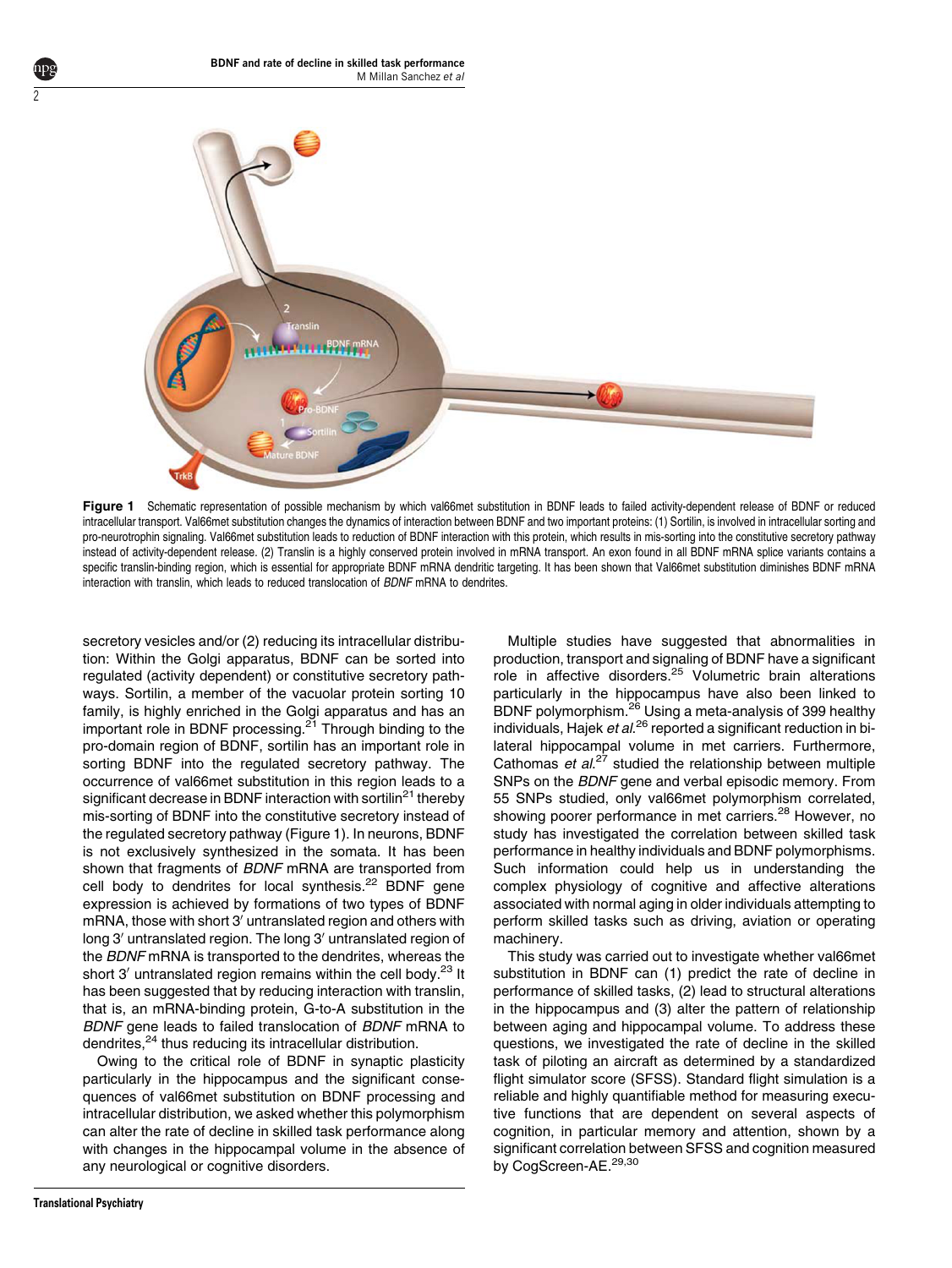**Figure 1** Schematic representation of possible mechanism by which val66met substitution in BDNF leads to failed activity-dependent release of BDNF or reduced intracellular transport. Val66met substitution changes the dynamics of interaction between BDNF and two important proteins: (1) Sortilin, is involved in intracellular sorting and pro-neurotrophin signaling. Val66met substitution leads to reduction of BDNF interaction with this protein, which results in mis-sorting into the constitutive secretory pathway instead of activity-dependent release. (2) Translin is a highly conserved protein involved in mRNA transport. An exon found in all BDNF mRNA splice variants contains a specific translin-binding region, which is essential for appropriate BDNF mRNA dendritic targeting. It has been shown that Val66met substitution diminishes BDNF mRNA interaction with translin, which leads to reduced translocation of *BDNF* mRNA to dendrites.

secretory vesicles and/or (2) reducing its intracellular distribution: Within the Golgi apparatus, BDNF can be sorted into regulated (activity dependent) or constitutive secretory pathways. Sortilin, a member of the vacuolar protein sorting 10 family, is highly enriched in the Golgi apparatus and has an important role in BDNF processing.[21] Through binding to the pro-domain region of BDNF, sortilin has an important role in sorting BDNF into the regulated secretory pathway. The occurrence of val66met substitution in this region leads to a significant decrease in BDNF interaction with sortilin[21] thereby mis-sorting of BDNF into the constitutive secretory instead of the regulated secretory pathway (Figure 1). In neurons, BDNF is not exclusively synthesized in the somata. It has been shown that fragments of *BDNF* mRNA are transported from cell body to dendrites for local synthesis.[22] BDNF gene expression is achieved by formations of two types of BDNF mRNA, those with short 3′ untranslated region and others with long 3′ untranslated region. The long 3′ untranslated region of the *BDNF* mRNA is transported to the dendrites, whereas the short 3′ untranslated region remains within the cell body.[23] It has been suggested that by reducing interaction with translin, that is, an mRNA-binding protein, G-to-A substitution in the *BDNF* gene leads to failed translocation of *BDNF* mRNA to dendrites,[24] thus reducing its intracellular distribution.

Owing to the critical role of BDNF in synaptic plasticity particularly in the hippocampus and the significant consequences of val66met substitution on BDNF processing and intracellular distribution, we asked whether this polymorphism can alter the rate of decline in skilled task performance along with changes in the hippocampal volume in the absence of any neurological or cognitive disorders.

Multiple studies have suggested that abnormalities in production, transport and signaling of BDNF have a significant role in affective disorders.[25] Volumetric brain alterations particularly in the hippocampus have also been linked to BDNF polymorphism.[26] Using a meta-analysis of 399 healthy individuals, Hajek *et al.*[26] reported a significant reduction in bilateral hippocampal volume in met carriers. Furthermore, Cathomas *et al.*[27] studied the relationship between multiple SNPs on the *BDNF* gene and verbal episodic memory. From 55 SNPs studied, only val66met polymorphism correlated, showing poorer performance in met carriers.[28] However, no study has investigated the correlation between skilled task performance in healthy individuals and BDNF polymorphisms. Such information could help us in understanding the complex physiology of cognitive and affective alterations associated with normal aging in older individuals attempting to perform skilled tasks such as driving, aviation or operating machinery.

This study was carried out to investigate whether val66met substitution in BDNF can (1) predict the rate of decline in performance of skilled tasks, (2) lead to structural alterations in the hippocampus and (3) alter the pattern of relationship between aging and hippocampal volume. To address these questions, we investigated the rate of decline in the skilled task of piloting an aircraft as determined by a standardized flight simulator score (SFSS). Standard flight simulation is a reliable and highly quantifiable method for measuring executive functions that are dependent on several aspects of cognition, in particular memory and attention, shown by a significant correlation between SFSS and cognition measured by CogScreen-AE.[29,30]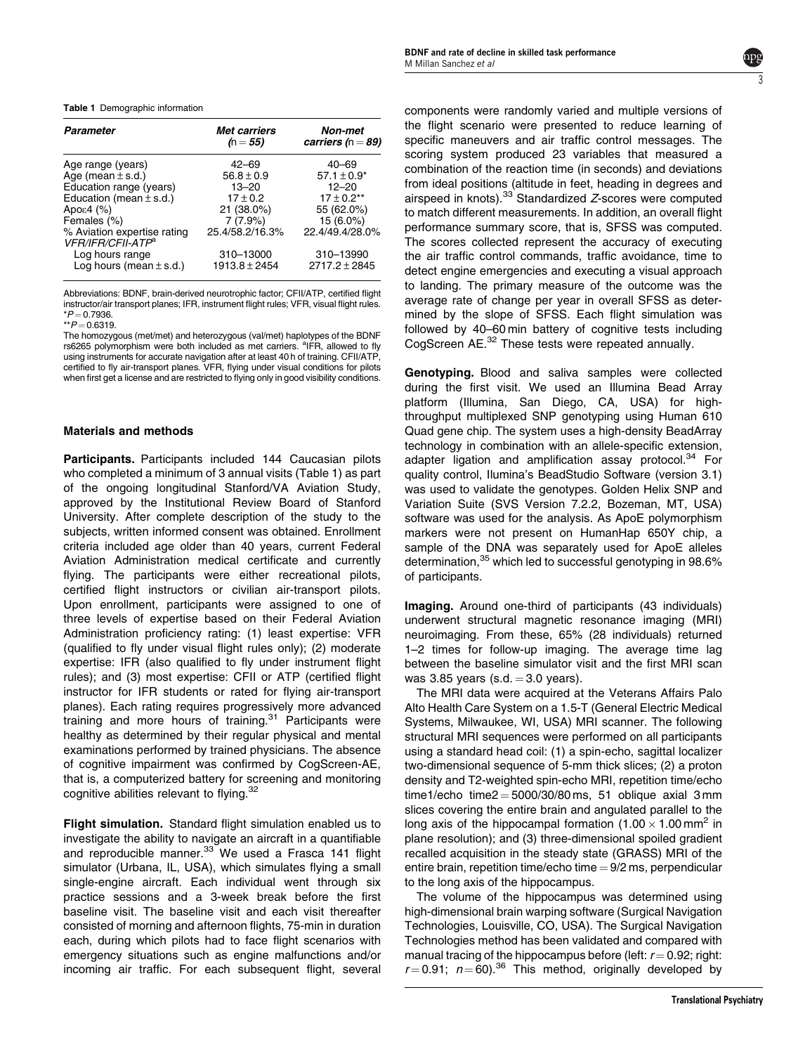**Table 1** Demographic information

| *Parameter* | *Met carriers (n = 55)* | *Non-met carriers (n = 89)* |
|---|---|---|
| Age range (years) | 42–69 | 40–69 |
| Age (mean ± s.d.) | 56.8 ± 0.9 | 57.1 ± 0.9* |
| Education range (years) | 13–20 | 12–20 |
| Education (mean ± s.d.) | 17 ± 0.2 | 17 ± 0.2** |
| Apoε4 (%) | 21 (38.0%) | 55 (62.0%) |
| Females (%) | 7 (7.9%) | 15 (6.0%) |
| % Aviation expertise rating *VFR/IFR/CFII-ATP*[a] | 25.4/58.2/16.3% | 22.4/49.4/28.0% |
| Log hours range | 310–13000 | 310–13990 |
| Log hours (mean ± s.d.) | 1913.8 ± 2454 | 2717.2 ± 2845 |

Abbreviations: BDNF, brain-derived neurotrophic factor; CFII/ATP, certified flight instructor/air transport planes; IFR, instrument flight rules; VFR, visual flight rules.
*$P = 0.7936$.
**$P = 0.6319$.
The homozygous (met/met) and heterozygous (val/met) haplotypes of the BDNF rs6265 polymorphism were both included as met carriers. [a]IFR, allowed to fly using instruments for accurate navigation after at least 40 h of training. CFII/ATP, certified to fly air-transport planes. VFR, flying under visual conditions for pilots when first get a license and are restricted to flying only in good visibility conditions.

## Materials and methods

**Participants.** Participants included 144 Caucasian pilots who completed a minimum of 3 annual visits (Table 1) as part of the ongoing longitudinal Stanford/VA Aviation Study, approved by the Institutional Review Board of Stanford University. After complete description of the study to the subjects, written informed consent was obtained. Enrollment criteria included age older than 40 years, current Federal Aviation Administration medical certificate and currently flying. The participants were either recreational pilots, certified flight instructors or civilian air-transport pilots. Upon enrollment, participants were assigned to one of three levels of expertise based on their Federal Aviation Administration proficiency rating: (1) least expertise: VFR (qualified to fly under visual flight rules only); (2) moderate expertise: IFR (also qualified to fly under instrument flight rules); and (3) most expertise: CFII or ATP (certified flight instructor for IFR students or rated for flying air-transport planes). Each rating requires progressively more advanced training and more hours of training.[31] Participants were healthy as determined by their regular physical and mental examinations performed by trained physicians. The absence of cognitive impairment was confirmed by CogScreen-AE, that is, a computerized battery for screening and monitoring cognitive abilities relevant to flying.[32]

**Flight simulation.** Standard flight simulation enabled us to investigate the ability to navigate an aircraft in a quantifiable and reproducible manner.[33] We used a Frasca 141 flight simulator (Urbana, IL, USA), which simulates flying a small single-engine aircraft. Each individual went through six practice sessions and a 3-week break before the first baseline visit. The baseline visit and each visit thereafter consisted of morning and afternoon flights, 75-min in duration each, during which pilots had to face flight scenarios with emergency situations such as engine malfunctions and/or incoming air traffic. For each subsequent flight, several components were randomly varied and multiple versions of the flight scenario were presented to reduce learning of specific maneuvers and air traffic control messages. The scoring system produced 23 variables that measured a combination of the reaction time (in seconds) and deviations from ideal positions (altitude in feet, heading in degrees and airspeed in knots).[33] Standardized *Z*-scores were computed to match different measurements. In addition, an overall flight performance summary score, that is, SFSS was computed. The scores collected represent the accuracy of executing the air traffic control commands, traffic avoidance, time to detect engine emergencies and executing a visual approach to landing. The primary measure of the outcome was the average rate of change per year in overall SFSS as determined by the slope of SFSS. Each flight simulation was followed by 40–60 min battery of cognitive tests including CogScreen AE.[32] These tests were repeated annually.

**Genotyping.** Blood and saliva samples were collected during the first visit. We used an Illumina Bead Array platform (Illumina, San Diego, CA, USA) for high-throughput multiplexed SNP genotyping using Human 610 Quad gene chip. The system uses a high-density BeadArray technology in combination with an allele-specific extension, adapter ligation and amplification assay protocol.[34] For quality control, Ilumina's BeadStudio Software (version 3.1) was used to validate the genotypes. Golden Helix SNP and Variation Suite (SVS Version 7.2.2, Bozeman, MT, USA) software was used for the analysis. As ApoE polymorphism markers were not present on HumanHap 650Y chip, a sample of the DNA was separately used for ApoE alleles determination,[35] which led to successful genotyping in 98.6% of participants.

**Imaging.** Around one-third of participants (43 individuals) underwent structural magnetic resonance imaging (MRI) neuroimaging. From these, 65% (28 individuals) returned 1–2 times for follow-up imaging. The average time lag between the baseline simulator visit and the first MRI scan was 3.85 years (s.d. = 3.0 years).

The MRI data were acquired at the Veterans Affairs Palo Alto Health Care System on a 1.5-T (General Electric Medical Systems, Milwaukee, WI, USA) MRI scanner. The following structural MRI sequences were performed on all participants using a standard head coil: (1) a spin-echo, sagittal localizer two-dimensional sequence of 5-mm thick slices; (2) a proton density and T2-weighted spin-echo MRI, repetition time/echo time1/echo time2 = 5000/30/80 ms, 51 oblique axial 3 mm slices covering the entire brain and angulated parallel to the long axis of the hippocampal formation ($1.00 \times 1.00\,mm^2$ in plane resolution); and (3) three-dimensional spoiled gradient recalled acquisition in the steady state (GRASS) MRI of the entire brain, repetition time/echo time = 9/2 ms, perpendicular to the long axis of the hippocampus.

The volume of the hippocampus was determined using high-dimensional brain warping software (Surgical Navigation Technologies, Louisville, CO, USA). The Surgical Navigation Technologies method has been validated and compared with manual tracing of the hippocampus before (left: $r = 0.92$; right: $r = 0.91$; $n = 60$).[36] This method, originally developed by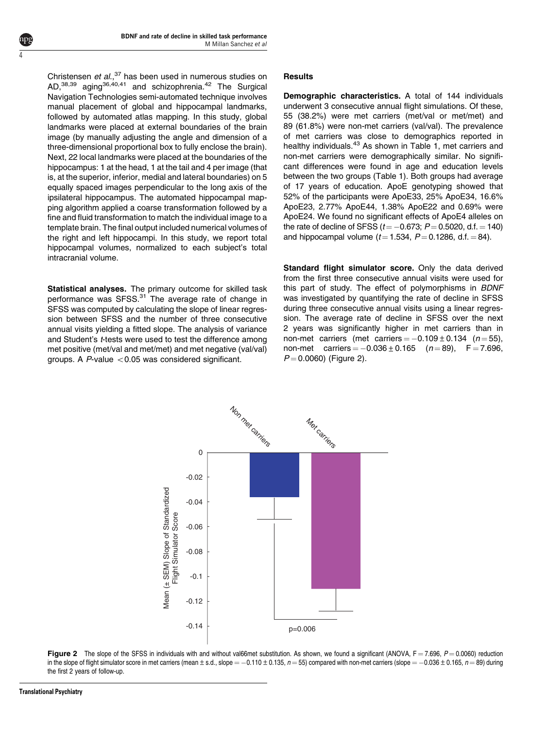Christensen *et al.*,[37] has been used in numerous studies on AD,[38,39] aging[36,40,41] and schizophrenia.[42] The Surgical Navigation Technologies semi-automated technique involves manual placement of global and hippocampal landmarks, followed by automated atlas mapping. In this study, global landmarks were placed at external boundaries of the brain image (by manually adjusting the angle and dimension of a three-dimensional proportional box to fully enclose the brain). Next, 22 local landmarks were placed at the boundaries of the hippocampus: 1 at the head, 1 at the tail and 4 per image (that is, at the superior, inferior, medial and lateral boundaries) on 5 equally spaced images perpendicular to the long axis of the ipsilateral hippocampus. The automated hippocampal mapping algorithm applied a coarse transformation followed by a fine and fluid transformation to match the individual image to a template brain. The final output included numerical volumes of the right and left hippocampi. In this study, we report total hippocampal volumes, normalized to each subject's total intracranial volume.

**Statistical analyses.** The primary outcome for skilled task performance was SFSS.[31] The average rate of change in SFSS was computed by calculating the slope of linear regression between SFSS and the number of three consecutive annual visits yielding a fitted slope. The analysis of variance and Student's *t*-tests were used to test the difference among met positive (met/val and met/met) and met negative (val/val) groups. A *P*-value $<0.05$ was considered significant.

## Results

**Demographic characteristics.** A total of 144 individuals underwent 3 consecutive annual flight simulations. Of these, 55 (38.2%) were met carriers (met/val or met/met) and 89 (61.8%) were non-met carriers (val/val). The prevalence of met carriers was close to demographics reported in healthy individuals.[43] As shown in Table 1, met carriers and non-met carriers were demographically similar. No significant differences were found in age and education levels between the two groups (Table 1). Both groups had average of 17 years of education. ApoE genotyping showed that 52% of the participants were ApoE33, 25% ApoE34, 16.6% ApoE23, 2.77% ApoE44, 1.38% ApoE22 and 0.69% were ApoE24. We found no significant effects of ApoE4 alleles on the rate of decline of SFSS ($t=-0.673$; $P=0.5020$, d.f. $=140$) and hippocampal volume ($t=1.534$, $P=0.1286$, d.f. $=84$).

**Standard flight simulator score.** Only the data derived from the first three consecutive annual visits were used for this part of study. The effect of polymorphisms in *BDNF* was investigated by quantifying the rate of decline in SFSS during three consecutive annual visits using a linear regression. The average rate of decline in SFSS over the next 2 years was significantly higher in met carriers than in non-met carriers (met carriers $=-0.109 \pm 0.134$ ($n=55$), non-met carriers $=-0.036 \pm 0.165$ ($n=89$), $F=7.696$, $P=0.0060$) (Figure 2).

**Figure 2** The slope of the SFSS in individuals with and without val66met substitution. As shown, we found a significant (ANOVA, $F=7.696$, $P=0.0060$) reduction in the slope of flight simulator score in met carriers (mean ± s.d., slope $=-0.110 \pm 0.135$, $n=55$) compared with non-met carriers (slope $=-0.036 \pm 0.165$, $n=89$) during the first 2 years of follow-up.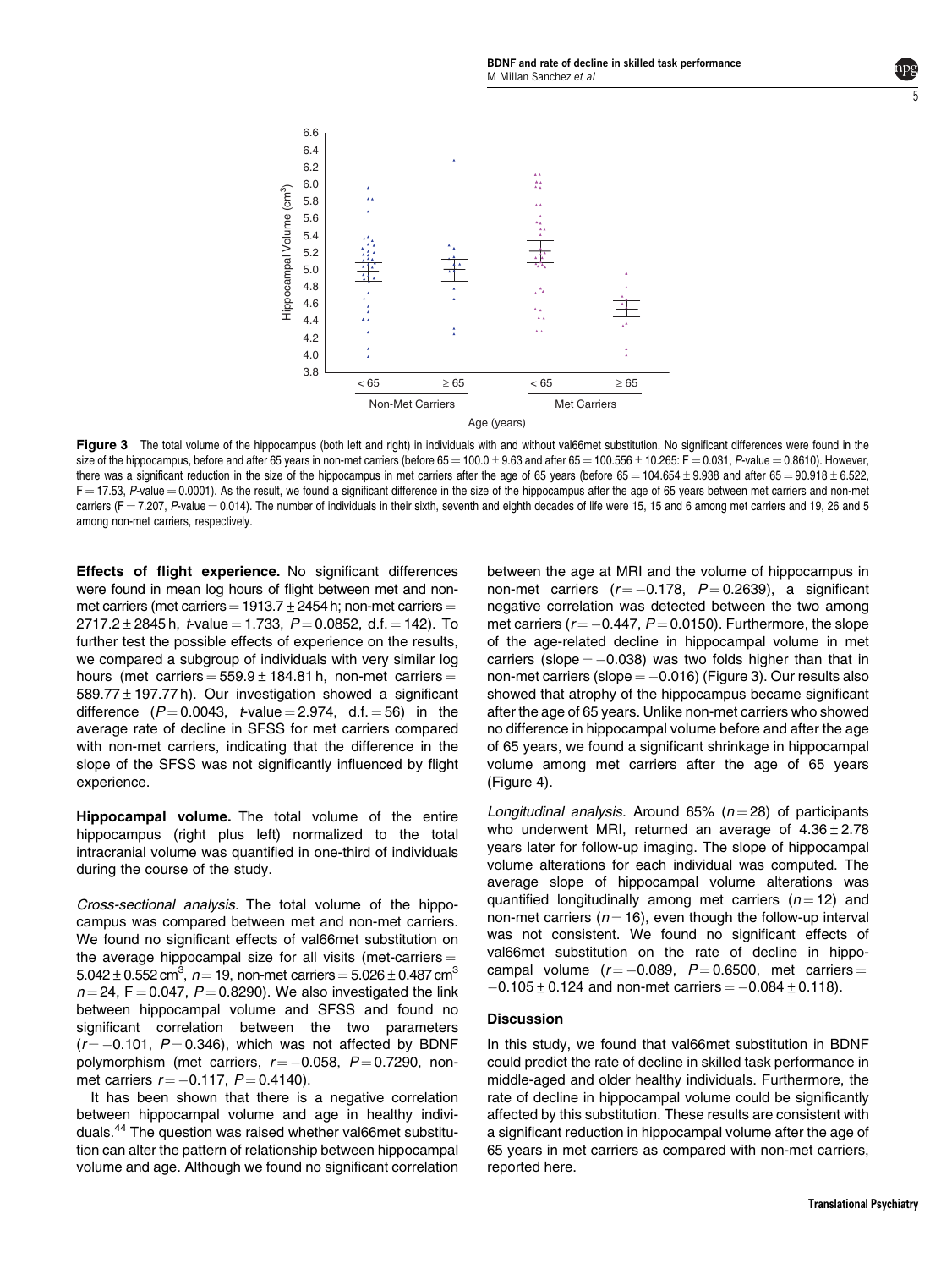Figure 3 The total volume of the hippocampus (both left and right) in individuals with and without val66met substitution. No significant differences were found in the size of the hippocampus, before and after 65 years in non-met carriers (before 65 = 100.0 ± 9.63 and after 65 = 100.556 ± 10.265: F = 0.031, P-value = 0.8610). However, there was a significant reduction in the size of the hippocampus in met carriers after the age of 65 years (before 65 = 104.654 ± 9.938 and after 65 = 90.918 ± 6.522, F = 17.53, P-value = 0.0001). As the result, we found a significant difference in the size of the hippocampus after the age of 65 years between met carriers and non-met carriers (F = 7.207, P-value = 0.014). The number of individuals in their sixth, seventh and eighth decades of life were 15, 15 and 6 among met carriers and 19, 26 and 5 among non-met carriers, respectively.

**Effects of flight experience.** No significant differences were found in mean log hours of flight between met and non-met carriers (met carriers = 1913.7 ± 2454 h; non-met carriers = 2717.2 ± 2845 h, *t*-value = 1.733, $P = 0.0852$, d.f. = 142). To further test the possible effects of experience on the results, we compared a subgroup of individuals with very similar log hours (met carriers = 559.9 ± 184.81 h, non-met carriers = 589.77 ± 197.77 h). Our investigation showed a significant difference ($P = 0.0043$, *t*-value = 2.974, d.f. = 56) in the average rate of decline in SFSS for met carriers compared with non-met carriers, indicating that the difference in the slope of the SFSS was not significantly influenced by flight experience.

**Hippocampal volume.** The total volume of the entire hippocampus (right plus left) normalized to the total intracranial volume was quantified in one-third of individuals during the course of the study.

*Cross-sectional analysis.* The total volume of the hippocampus was compared between met and non-met carriers. We found no significant effects of val66met substitution on the average hippocampal size for all visits (met-carriers = 5.042 ± 0.552 $cm^3$, $n = 19$, non-met carriers = 5.026 ± 0.487 $cm^3$ $n = 24$, F = 0.047, $P = 0.8290$). We also investigated the link between hippocampal volume and SFSS and found no significant correlation between the two parameters ($r = -0.101$, $P = 0.346$), which was not affected by BDNF polymorphism (met carriers, $r = -0.058$, $P = 0.7290$, non-met carriers $r = -0.117$, $P = 0.4140$).

It has been shown that there is a negative correlation between hippocampal volume and age in healthy individuals.[44] The question was raised whether val66met substitution can alter the pattern of relationship between hippocampal volume and age. Although we found no significant correlation between the age at MRI and the volume of hippocampus in non-met carriers ($r = -0.178$, $P = 0.2639$), a significant negative correlation was detected between the two among met carriers ($r = -0.447$, $P = 0.0150$). Furthermore, the slope of the age-related decline in hippocampal volume in met carriers (slope = −0.038) was two folds higher than that in non-met carriers (slope = −0.016) (Figure 3). Our results also showed that atrophy of the hippocampus became significant after the age of 65 years. Unlike non-met carriers who showed no difference in hippocampal volume before and after the age of 65 years, we found a significant shrinkage in hippocampal volume among met carriers after the age of 65 years (Figure 4).

*Longitudinal analysis.* Around 65% ($n = 28$) of participants who underwent MRI, returned an average of 4.36 ± 2.78 years later for follow-up imaging. The slope of hippocampal volume alterations for each individual was computed. The average slope of hippocampal volume alterations was quantified longitudinally among met carriers ($n = 12$) and non-met carriers ($n = 16$), even though the follow-up interval was not consistent. We found no significant effects of val66met substitution on the rate of decline in hippocampal volume ($r = -0.089$, $P = 0.6500$, met carriers = −0.105 ± 0.124 and non-met carriers = −0.084 ± 0.118).

## Discussion

In this study, we found that val66met substitution in BDNF could predict the rate of decline in skilled task performance in middle-aged and older healthy individuals. Furthermore, the rate of decline in hippocampal volume could be significantly affected by this substitution. These results are consistent with a significant reduction in hippocampal volume after the age of 65 years in met carriers as compared with non-met carriers, reported here.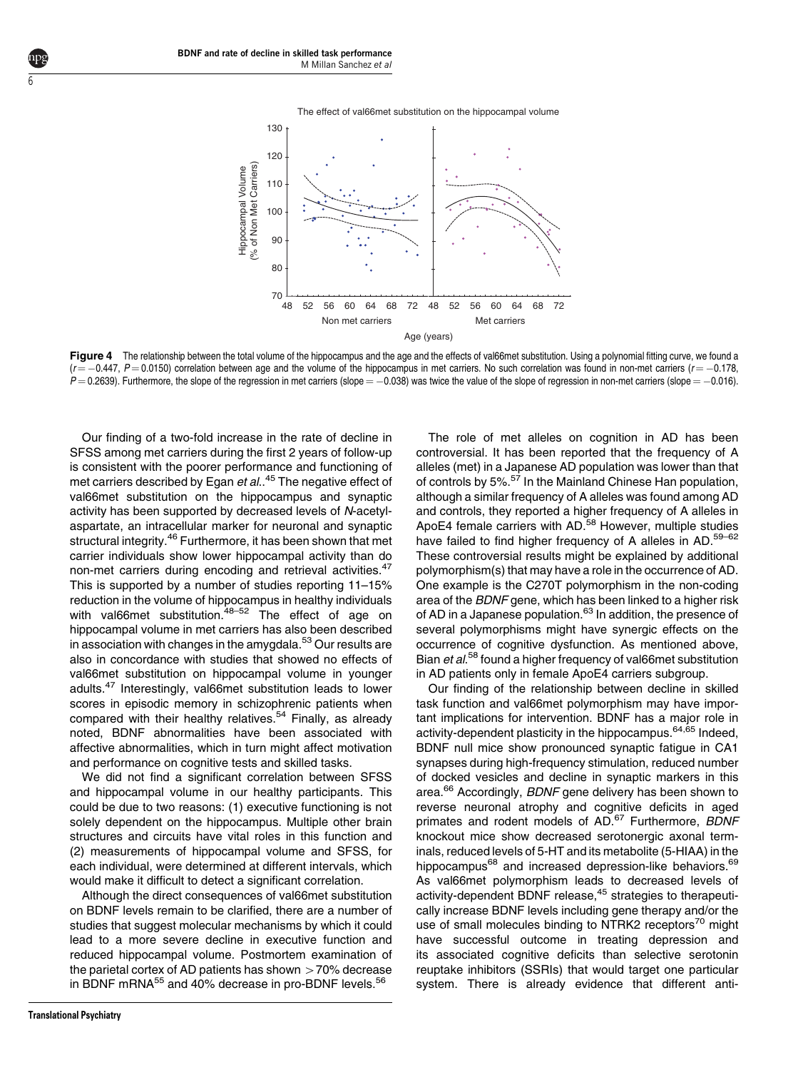**Figure 4** The relationship between the total volume of the hippocampus and the age and the effects of val66met substitution. Using a polynomial fitting curve, we found a ($r = -0.447$, $P = 0.0150$) correlation between age and the volume of the hippocampus in met carriers. No such correlation was found in non-met carriers ($r = -0.178$, $P = 0.2639$). Furthermore, the slope of the regression in met carriers (slope $= -0.038$) was twice the value of the slope of regression in non-met carriers (slope $= -0.016$).

Our finding of a two-fold increase in the rate of decline in SFSS among met carriers during the first 2 years of follow-up is consistent with the poorer performance and functioning of met carriers described by Egan *et al.*.[45] The negative effect of val66met substitution on the hippocampus and synaptic activity has been supported by decreased levels of *N*-acetyl-aspartate, an intracellular marker for neuronal and synaptic structural integrity.[46] Furthermore, it has been shown that met carrier individuals show lower hippocampal activity than do non-met carriers during encoding and retrieval activities.[47] This is supported by a number of studies reporting 11–15% reduction in the volume of hippocampus in healthy individuals with val66met substitution.[48–52] The effect of age on hippocampal volume in met carriers has also been described in association with changes in the amygdala.[53] Our results are also in concordance with studies that showed no effects of val66met substitution on hippocampal volume in younger adults.[47] Interestingly, val66met substitution leads to lower scores in episodic memory in schizophrenic patients when compared with their healthy relatives.[54] Finally, as already noted, BDNF abnormalities have been associated with affective abnormalities, which in turn might affect motivation and performance on cognitive tests and skilled tasks.

We did not find a significant correlation between SFSS and hippocampal volume in our healthy participants. This could be due to two reasons: (1) executive functioning is not solely dependent on the hippocampus. Multiple other brain structures and circuits have vital roles in this function and (2) measurements of hippocampal volume and SFSS, for each individual, were determined at different intervals, which would make it difficult to detect a significant correlation.

Although the direct consequences of val66met substitution on BDNF levels remain to be clarified, there are a number of studies that suggest molecular mechanisms by which it could lead to a more severe decline in executive function and reduced hippocampal volume. Postmortem examination of the parietal cortex of AD patients has shown $>70\%$ decrease in BDNF mRNA[55] and 40% decrease in pro-BDNF levels.[56]

The role of met alleles on cognition in AD has been controversial. It has been reported that the frequency of A alleles (met) in a Japanese AD population was lower than that of controls by 5%.[57] In the Mainland Chinese Han population, although a similar frequency of A alleles was found among AD and controls, they reported a higher frequency of A alleles in ApoE4 female carriers with AD.[58] However, multiple studies have failed to find higher frequency of A alleles in AD.[59–62] These controversial results might be explained by additional polymorphism(s) that may have a role in the occurrence of AD. One example is the C270T polymorphism in the non-coding area of the *BDNF* gene, which has been linked to a higher risk of AD in a Japanese population.[63] In addition, the presence of several polymorphisms might have synergic effects on the occurrence of cognitive dysfunction. As mentioned above, Bian *et al.*[58] found a higher frequency of val66met substitution in AD patients only in female ApoE4 carriers subgroup.

Our finding of the relationship between decline in skilled task function and val66met polymorphism may have important implications for intervention. BDNF has a major role in activity-dependent plasticity in the hippocampus.[64,65] Indeed, BDNF null mice show pronounced synaptic fatigue in CA1 synapses during high-frequency stimulation, reduced number of docked vesicles and decline in synaptic markers in this area.[66] Accordingly, *BDNF* gene delivery has been shown to reverse neuronal atrophy and cognitive deficits in aged primates and rodent models of AD.[67] Furthermore, *BDNF* knockout mice show decreased serotonergic axonal terminals, reduced levels of 5-HT and its metabolite (5-HIAA) in the hippocampus[68] and increased depression-like behaviors.[69] As val66met polymorphism leads to decreased levels of activity-dependent BDNF release,[45] strategies to therapeutically increase BDNF levels including gene therapy and/or the use of small molecules binding to NTRK2 receptors[70] might have successful outcome in treating depression and its associated cognitive deficits than selective serotonin reuptake inhibitors (SSRIs) that would target one particular system. There is already evidence that different anti-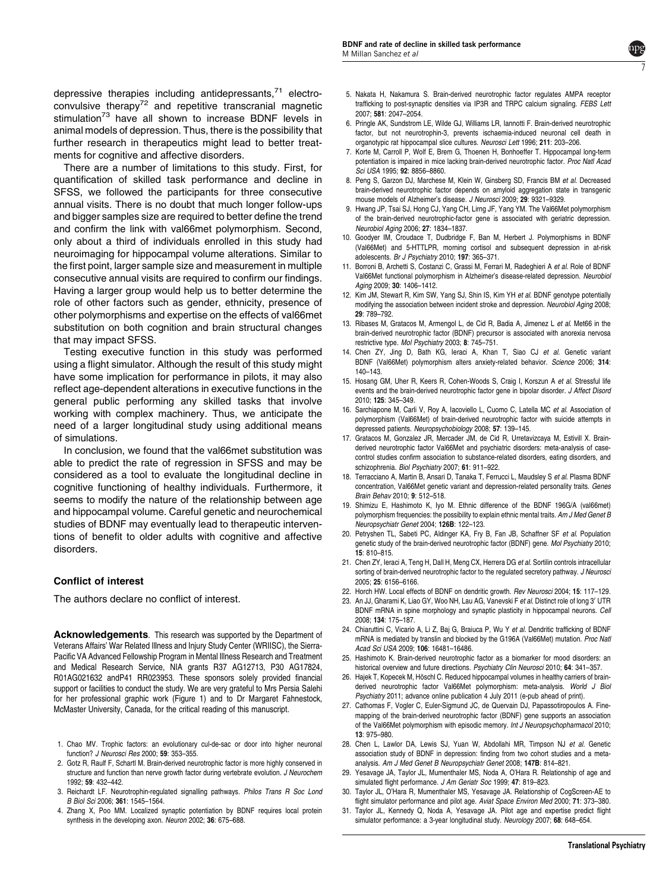depressive therapies including antidepressants,[71] electroconvulsive therapy[72] and repetitive transcranial magnetic stimulation[73] have all shown to increase BDNF levels in animal models of depression. Thus, there is the possibility that further research in therapeutics might lead to better treatments for cognitive and affective disorders.

There are a number of limitations to this study. First, for quantification of skilled task performance and decline in SFSS, we followed the participants for three consecutive annual visits. There is no doubt that much longer follow-ups and bigger samples size are required to better define the trend and confirm the link with val66met polymorphism. Second, only about a third of individuals enrolled in this study had neuroimaging for hippocampal volume alterations. Similar to the first point, larger sample size and measurement in multiple consecutive annual visits are required to confirm our findings. Having a larger group would help us to better determine the role of other factors such as gender, ethnicity, presence of other polymorphisms and expertise on the effects of val66met substitution on both cognition and brain structural changes that may impact SFSS.

Testing executive function in this study was performed using a flight simulator. Although the result of this study might have some implication for performance in pilots, it may also reflect age-dependent alterations in executive functions in the general public performing any skilled tasks that involve working with complex machinery. Thus, we anticipate the need of a larger longitudinal study using additional means of simulations.

In conclusion, we found that the val66met substitution was able to predict the rate of regression in SFSS and may be considered as a tool to evaluate the longitudinal decline in cognitive functioning of healthy individuals. Furthermore, it seems to modify the nature of the relationship between age and hippocampal volume. Careful genetic and neurochemical studies of BDNF may eventually lead to therapeutic interventions of benefit to older adults with cognitive and affective disorders.

## Conflict of interest

The authors declare no conflict of interest.

**Acknowledgements**. This research was supported by the Department of Veterans Affairs' War Related Illness and Injury Study Center (WRIISC), the Sierra-Pacific VA Advanced Fellowship Program in Mental Illness Research and Treatment and Medical Research Service, NIA grants R37 AG12713, P30 AG17824, R01AG021632 andP41 RR023953. These sponsors solely provided financial support or facilities to conduct the study. We are very grateful to Mrs Persia Salehi for her professional graphic work (Figure 1) and to Dr Margaret Fahnestock, McMaster University, Canada, for the critical reading of this manuscript.

1. Chao MV. Trophic factors: an evolutionary cul-de-sac or door into higher neuronal function? *J Neurosci Res* 2000; **59**: 353–355.
2. Gotz R, Raulf F, Schartl M. Brain-derived neurotrophic factor is more highly conserved in structure and function than nerve growth factor during vertebrate evolution. *J Neurochem* 1992; **59**: 432–442.
3. Reichardt LF. Neurotrophin-regulated signalling pathways. *Philos Trans R Soc Lond B Biol Sci* 2006; **361**: 1545–1564.
4. Zhang X, Poo MM. Localized synaptic potentiation by BDNF requires local protein synthesis in the developing axon. *Neuron* 2002; **36**: 675–688.
5. Nakata H, Nakamura S. Brain-derived neurotrophic factor regulates AMPA receptor trafficking to post-synaptic densities via IP3R and TRPC calcium signaling. *FEBS Lett* 2007; **581**: 2047–2054.
6. Pringle AK, Sundstrom LE, Wilde GJ, Williams LR, Iannotti F. Brain-derived neurotrophic factor, but not neurotrophin-3, prevents ischaemia-induced neuronal cell death in organotypic rat hippocampal slice cultures. *Neurosci Lett* 1996; **211**: 203–206.
7. Korte M, Carroll P, Wolf E, Brem G, Thoenen H, Bonhoeffer T. Hippocampal long-term potentiation is impaired in mice lacking brain-derived neurotrophic factor. *Proc Natl Acad Sci USA* 1995; **92**: 8856–8860.
8. Peng S, Garzon DJ, Marchese M, Klein W, Ginsberg SD, Francis BM *et al.* Decreased brain-derived neurotrophic factor depends on amyloid aggregation state in transgenic mouse models of Alzheimer's disease. *J Neurosci* 2009; **29**: 9321–9329.
9. Hwang JP, Tsai SJ, Hong CJ, Yang CH, Lirng JF, Yang YM. The Val66Met polymorphism of the brain-derived neurotrophic-factor gene is associated with geriatric depression. *Neurobiol Aging* 2006; **27**: 1834–1837.
10. Goodyer IM, Croudace T, Dudbridge F, Ban M, Herbert J. Polymorphisms in BDNF (Val66Met) and 5-HTTLPR, morning cortisol and subsequent depression in at-risk adolescents. *Br J Psychiatry* 2010; **197**: 365–371.
11. Borroni B, Archetti S, Costanzi C, Grassi M, Ferrari M, Radeghieri A *et al.* Role of BDNF Val66Met functional polymorphism in Alzheimer's disease-related depression. *Neurobiol Aging* 2009; **30**: 1406–1412.
12. Kim JM, Stewart R, Kim SW, Yang SJ, Shin IS, Kim YH *et al.* BDNF genotype potentially modifying the association between incident stroke and depression. *Neurobiol Aging* 2008; **29**: 789–792.
13. Ribases M, Gratacos M, Armengol L, de Cid R, Badia A, Jimenez L *et al.* Met66 in the brain-derived neurotrophic factor (BDNF) precursor is associated with anorexia nervosa restrictive type. *Mol Psychiatry* 2003; **8**: 745–751.
14. Chen ZY, Jing D, Bath KG, Ieraci A, Khan T, Siao CJ *et al.* Genetic variant BDNF (Val66Met) polymorphism alters anxiety-related behavior. *Science* 2006; **314**: 140–143.
15. Hosang GM, Uher R, Keers R, Cohen-Woods S, Craig I, Korszun A *et al.* Stressful life events and the brain-derived neurotrophic factor gene in bipolar disorder. *J Affect Disord* 2010; **125**: 345–349.
16. Sarchiapone M, Carli V, Roy A, Iacoviello L, Cuomo C, Latella MC *et al.* Association of polymorphism (Val66Met) of brain-derived neurotrophic factor with suicide attempts in depressed patients. *Neuropsychobiology* 2008; **57**: 139–145.
17. Gratacos M, Gonzalez JR, Mercader JM, de Cid R, Urretavizcaya M, Estivill X. Brain-derived neurotrophic factor Val66Met and psychiatric disorders: meta-analysis of case-control studies confirm association to substance-related disorders, eating disorders, and schizophrenia. *Biol Psychiatry* 2007; **61**: 911–922.
18. Terracciano A, Martin B, Ansari D, Tanaka T, Ferrucci L, Maudsley S *et al.* Plasma BDNF concentration, Val66Met genetic variant and depression-related personality traits. *Genes Brain Behav* 2010; **9**: 512–518.
19. Shimizu E, Hashimoto K, Iyo M. Ethnic difference of the BDNF 196G/A (val66met) polymorphism frequencies: the possibility to explain ethnic mental traits. *Am J Med Genet B Neuropsychiatr Genet* 2004; **126B**: 122–123.
20. Petryshen TL, Sabeti PC, Aldinger KA, Fry B, Fan JB, Schaffner SF *et al.* Population genetic study of the brain-derived neurotrophic factor (BDNF) gene. *Mol Psychiatry* 2010; **15**: 810–815.
21. Chen ZY, Ieraci A, Teng H, Dall H, Meng CX, Herrera DG *et al.* Sortilin controls intracellular sorting of brain-derived neurotrophic factor to the regulated secretory pathway. *J Neurosci* 2005; **25**: 6156–6166.
22. Horch HW. Local effects of BDNF on dendritic growth. *Rev Neurosci* 2004; **15**: 117–129.
23. An JJ, Gharami K, Liao GY, Woo NH, Lau AG, Vanevski F *et al.* Distinct role of long 3′ UTR BDNF mRNA in spine morphology and synaptic plasticity in hippocampal neurons. *Cell* 2008; **134**: 175–187.
24. Chiaruttini C, Vicario A, Li Z, Baj G, Braiuca P, Wu Y *et al.* Dendritic trafficking of BDNF mRNA is mediated by translin and blocked by the G196A (Val66Met) mutation. *Proc Natl Acad Sci USA* 2009; **106**: 16481–16486.
25. Hashimoto K. Brain-derived neurotrophic factor as a biomarker for mood disorders: an historical overview and future directions. *Psychiatry Clin Neurosci* 2010; **64**: 341–357.
26. Hajek T, Kopecek M, Höschl C. Reduced hippocampal volumes in healthy carriers of brain-derived neurotrophic factor Val66Met polymorphism: meta-analysis. *World J Biol Psychiatry* 2011; advance online publication 4 July 2011 (e-pub ahead of print).
27. Cathomas F, Vogler C, Euler-Sigmund JC, de Quervain DJ, Papassotiropoulos A. Fine-mapping of the brain-derived neurotrophic factor (BDNF) gene supports an association of the Val66Met polymorphism with episodic memory. *Int J Neuropsychopharmacol* 2010; **13**: 975–980.
28. Chen L, Lawlor DA, Lewis SJ, Yuan W, Abdollahi MR, Timpson NJ *et al.* Genetic association study of BDNF in depression: finding from two cohort studies and a meta-analysis. *Am J Med Genet B Neuropsychiatr Genet* 2008; **147B**: 814–821.
29. Yesavage JA, Taylor JL, Mumenthaler MS, Noda A, O'Hara R. Relationship of age and simulated flight performance. *J Am Geriatr Soc* 1999; **47**: 819–823.
30. Taylor JL, O'Hara R, Mumenthaler MS, Yesavage JA. Relationship of CogScreen-AE to flight simulator performance and pilot age. *Aviat Space Environ Med* 2000; **71**: 373–380.
31. Taylor JL, Kennedy Q, Noda A, Yesavage JA. Pilot age and expertise predict flight simulator performance: a 3-year longitudinal study. *Neurology* 2007; **68**: 648–654.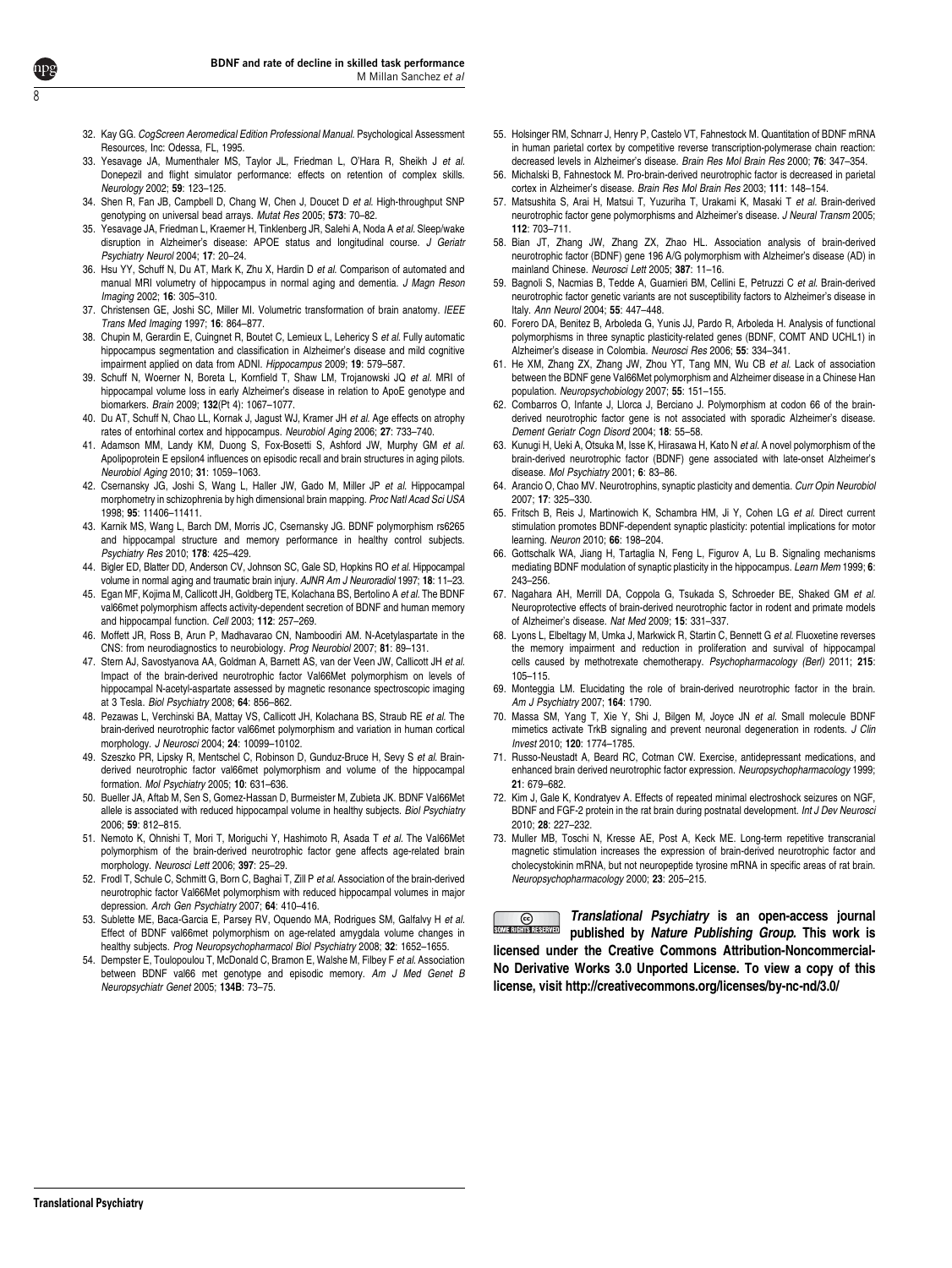32. Kay GG. *CogScreen Aeromedical Edition Professional Manual*. Psychological Assessment Resources, Inc: Odessa, FL, 1995.
33. Yesavage JA, Mumenthaler MS, Taylor JL, Friedman L, O'Hara R, Sheikh J *et al*. Donepezil and flight simulator performance: effects on retention of complex skills. *Neurology* 2002; **59**: 123–125.
34. Shen R, Fan JB, Campbell D, Chang W, Chen J, Doucet D *et al*. High-throughput SNP genotyping on universal bead arrays. *Mutat Res* 2005; **573**: 70–82.
35. Yesavage JA, Friedman L, Kraemer H, Tinklenberg JR, Salehi A, Noda A *et al*. Sleep/wake disruption in Alzheimer's disease: APOE status and longitudinal course. *J Geriatr Psychiatry Neurol* 2004; **17**: 20–24.
36. Hsu YY, Schuff N, Du AT, Mark K, Zhu X, Hardin D *et al*. Comparison of automated and manual MRI volumetry of hippocampus in normal aging and dementia. *J Magn Reson Imaging* 2002; **16**: 305–310.
37. Christensen GE, Joshi SC, Miller MI. Volumetric transformation of brain anatomy. *IEEE Trans Med Imaging* 1997; **16**: 864–877.
38. Chupin M, Gerardin E, Cuingnet R, Boutet C, Lemieux L, Lehericy S *et al*. Fully automatic hippocampus segmentation and classification in Alzheimer's disease and mild cognitive impairment applied on data from ADNI. *Hippocampus* 2009; **19**: 579–587.
39. Schuff N, Woerner N, Boreta L, Kornfield T, Shaw LM, Trojanowski JQ *et al*. MRI of hippocampal volume loss in early Alzheimer's disease in relation to ApoE genotype and biomarkers. *Brain* 2009; **132**(Pt 4): 1067–1077.
40. Du AT, Schuff N, Chao LL, Kornak J, Jagust WJ, Kramer JH *et al*. Age effects on atrophy rates of entorhinal cortex and hippocampus. *Neurobiol Aging* 2006; **27**: 733–740.
41. Adamson MM, Landy KM, Duong S, Fox-Bosetti S, Ashford JW, Murphy GM *et al*. Apolipoprotein E epsilon4 influences on episodic recall and brain structures in aging pilots. *Neurobiol Aging* 2010; **31**: 1059–1063.
42. Csernansky JG, Joshi S, Wang L, Haller JW, Gado M, Miller JP *et al*. Hippocampal morphometry in schizophrenia by high dimensional brain mapping. *Proc Natl Acad Sci USA* 1998; **95**: 11406–11411.
43. Karnik MS, Wang L, Barch DM, Morris JC, Csernansky JG. BDNF polymorphism rs6265 and hippocampal structure and memory performance in healthy control subjects. *Psychiatry Res* 2010; **178**: 425–429.
44. Bigler ED, Blatter DD, Anderson CV, Johnson SC, Gale SD, Hopkins RO *et al*. Hippocampal volume in normal aging and traumatic brain injury. *AJNR Am J Neuroradiol* 1997; **18**: 11–23.
45. Egan MF, Kojima M, Callicott JH, Goldberg TE, Kolachana BS, Bertolino A *et al*. The BDNF val66met polymorphism affects activity-dependent secretion of BDNF and human memory and hippocampal function. *Cell* 2003; **112**: 257–269.
46. Moffett JR, Ross B, Arun P, Madhavarao CN, Namboodiri AM. N-Acetylaspartate in the CNS: from neurodiagnostics to neurobiology. *Prog Neurobiol* 2007; **81**: 89–131.
47. Stern AJ, Savostyanova AA, Goldman A, Barnett AS, van der Veen JW, Callicott JH *et al*. Impact of the brain-derived neurotrophic factor Val66Met polymorphism on levels of hippocampal N-acetyl-aspartate assessed by magnetic resonance spectroscopic imaging at 3 Tesla. *Biol Psychiatry* 2008; **64**: 856–862.
48. Pezawas L, Verchinski BA, Mattay VS, Callicott JH, Kolachana BS, Straub RE *et al*. The brain-derived neurotrophic factor val66met polymorphism and variation in human cortical morphology. *J Neurosci* 2004; **24**: 10099–10102.
49. Szeszko PR, Lipsky R, Mentschel C, Robinson D, Gunduz-Bruce H, Sevy S *et al*. Brain-derived neurotrophic factor val66met polymorphism and volume of the hippocampal formation. *Mol Psychiatry* 2005; **10**: 631–636.
50. Bueller JA, Aftab M, Sen S, Gomez-Hassan D, Burmeister M, Zubieta JK. BDNF Val66Met allele is associated with reduced hippocampal volume in healthy subjects. *Biol Psychiatry* 2006; **59**: 812–815.
51. Nemoto K, Ohnishi T, Mori T, Moriguchi Y, Hashimoto R, Asada T *et al*. The Val66Met polymorphism of the brain-derived neurotrophic factor gene affects age-related brain morphology. *Neurosci Lett* 2006; **397**: 25–29.
52. Frodl T, Schule C, Schmitt G, Born C, Baghai T, Zill P *et al*. Association of the brain-derived neurotrophic factor Val66Met polymorphism with reduced hippocampal volumes in major depression. *Arch Gen Psychiatry* 2007; **64**: 410–416.
53. Sublette ME, Baca-Garcia E, Parsey RV, Oquendo MA, Rodrigues SM, Galfalvy H *et al*. Effect of BDNF val66met polymorphism on age-related amygdala volume changes in healthy subjects. *Prog Neuropsychopharmacol Biol Psychiatry* 2008; **32**: 1652–1655.
54. Dempster E, Toulopoulou T, McDonald C, Bramon E, Walshe M, Filbey F *et al*. Association between BDNF val66 met genotype and episodic memory. *Am J Med Genet B Neuropsychiatr Genet* 2005; **134B**: 73–75.
55. Holsinger RM, Schnarr J, Henry P, Castelo VT, Fahnestock M. Quantitation of BDNF mRNA in human parietal cortex by competitive reverse transcription-polymerase chain reaction: decreased levels in Alzheimer's disease. *Brain Res Mol Brain Res* 2000; **76**: 347–354.
56. Michalski B, Fahnestock M. Pro-brain-derived neurotrophic factor is decreased in parietal cortex in Alzheimer's disease. *Brain Res Mol Brain Res* 2003; **111**: 148–154.
57. Matsushita S, Arai H, Matsui T, Yuzuriha T, Urakami K, Masaki T *et al*. Brain-derived neurotrophic factor gene polymorphisms and Alzheimer's disease. *J Neural Transm* 2005; **112**: 703–711.
58. Bian JT, Zhang JW, Zhang ZX, Zhao HL. Association analysis of brain-derived neurotrophic factor (BDNF) gene 196 A/G polymorphism with Alzheimer's disease (AD) in mainland Chinese. *Neurosci Lett* 2005; **387**: 11–16.
59. Bagnoli S, Nacmias B, Tedde A, Guarnieri BM, Cellini E, Petruzzi C *et al*. Brain-derived neurotrophic factor genetic variants are not susceptibility factors to Alzheimer's disease in Italy. *Ann Neurol* 2004; **55**: 447–448.
60. Forero DA, Benitez B, Arboleda G, Yunis JJ, Pardo R, Arboleda H. Analysis of functional polymorphisms in three synaptic plasticity-related genes (BDNF, COMT AND UCHL1) in Alzheimer's disease in Colombia. *Neurosci Res* 2006; **55**: 334–341.
61. He XM, Zhang ZX, Zhang JW, Zhou YT, Tang MN, Wu CB *et al*. Lack of association between the BDNF gene Val66Met polymorphism and Alzheimer disease in a Chinese Han population. *Neuropsychobiology* 2007; **55**: 151–155.
62. Combarros O, Infante J, Llorca J, Berciano J. Polymorphism at codon 66 of the brain-derived neurotrophic factor gene is not associated with sporadic Alzheimer's disease. *Dement Geriatr Cogn Disord* 2004; **18**: 55–58.
63. Kunugi H, Ueki A, Otsuka M, Isse K, Hirasawa H, Kato N *et al*. A novel polymorphism of the brain-derived neurotrophic factor (BDNF) gene associated with late-onset Alzheimer's disease. *Mol Psychiatry* 2001; **6**: 83–86.
64. Arancio O, Chao MV. Neurotrophins, synaptic plasticity and dementia. *Curr Opin Neurobiol* 2007; **17**: 325–330.
65. Fritsch B, Reis J, Martinowich K, Schambra HM, Ji Y, Cohen LG *et al*. Direct current stimulation promotes BDNF-dependent synaptic plasticity: potential implications for motor learning. *Neuron* 2010; **66**: 198–204.
66. Gottschalk WA, Jiang H, Tartaglia N, Feng L, Figurov A, Lu B. Signaling mechanisms mediating BDNF modulation of synaptic plasticity in the hippocampus. *Learn Mem* 1999; **6**: 243–256.
67. Nagahara AH, Merrill DA, Coppola G, Tsukada S, Schroeder BE, Shaked GM *et al*. Neuroprotective effects of brain-derived neurotrophic factor in rodent and primate models of Alzheimer's disease. *Nat Med* 2009; **15**: 331–337.
68. Lyons L, ElBeltagy M, Umka J, Markwick R, Startin C, Bennett G *et al*. Fluoxetine reverses the memory impairment and reduction in proliferation and survival of hippocampal cells caused by methotrexate chemotherapy. *Psychopharmacology (Berl)* 2011; **215**: 105–115.
69. Monteggia LM. Elucidating the role of brain-derived neurotrophic factor in the brain. *Am J Psychiatry* 2007; **164**: 1790.
70. Massa SM, Yang T, Xie Y, Shi J, Bilgen M, Joyce JN *et al*. Small molecule BDNF mimetics activate TrkB signaling and prevent neuronal degeneration in rodents. *J Clin Invest* 2010; **120**: 1774–1785.
71. Russo-Neustadt A, Beard RC, Cotman CW. Exercise, antidepressant medications, and enhanced brain derived neurotrophic factor expression. *Neuropsychopharmacology* 1999; **21**: 679–682.
72. Kim J, Gale K, Kondratyev A. Effects of repeated minimal electroshock seizures on NGF, BDNF and FGF-2 protein in the rat brain during postnatal development. *Int J Dev Neurosci* 2010; **28**: 227–232.
73. Muller MB, Toschi N, Kresse AE, Post A, Keck ME. Long-term repetitive transcranial magnetic stimulation increases the expression of brain-derived neurotrophic factor and cholecystokinin mRNA, but not neuropeptide tyrosine mRNA in specific areas of rat brain. *Neuropsychopharmacology* 2000; **23**: 205–215.

***Translational Psychiatry*** **is an open-access journal published by *Nature Publishing Group.* This work is licensed under the Creative Commons Attribution-Noncommercial-No Derivative Works 3.0 Unported License. To view a copy of this license, visit http://creativecommons.org/licenses/by-nc-nd/3.0/**